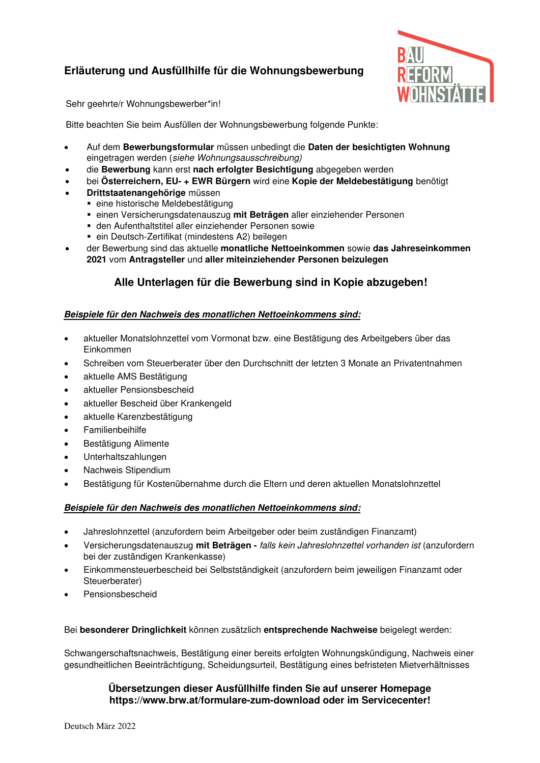## Erläuterung und Ausfüllhilfe für die Wohnungsbewerbung

Sehr geehrte/r Wohnungsbewerber*in!

Bitte beachten Sie beim Ausfüllen der Wohnungsbewerbung folgende Punkte:

- Auf dem **Bewerbungsformular** müssen unbedingt die **Daten der besichtigten Wohnung** eingetragen werden (*siehe Wohnungsausschreibung)*
- die **Bewerbung** kann erst **nach erfolgter Besichtigung** abgegeben werden
- bei **Österreichern, EU- + EWR Bürgern** wird eine **Kopie der Meldebestätigung** benötigt
- **Drittstaatenangehörige** müssen
  - eine historische Meldebestätigung
  - einen Versicherungsdatenauszug **mit Beträgen** aller einziehender Personen
  - den Aufenthaltstitel aller einziehender Personen sowie
  - ein Deutsch-Zertifikat (mindestens A2) beilegen
- der Bewerbung sind das aktuelle **monatliche Nettoeinkommen** sowie **das Jahreseinkommen 2021** vom **Antragsteller** und **aller miteinziehender Personen beizulegen**

### Alle Unterlagen für die Bewerbung sind in Kopie abzugeben!

***Beispiele für den Nachweis des monatlichen Nettoeinkommens sind:***

- aktueller Monatslohnzettel vom Vormonat bzw. eine Bestätigung des Arbeitgebers über das Einkommen
- Schreiben vom Steuerberater über den Durchschnitt der letzten 3 Monate an Privatentnahmen
- aktuelle AMS Bestätigung
- aktueller Pensionsbescheid
- aktueller Bescheid über Krankengeld
- aktuelle Karenzbestätigung
- Familienbeihilfe
- Bestätigung Alimente
- Unterhaltszahlungen
- Nachweis Stipendium
- Bestätigung für Kostenübernahme durch die Eltern und deren aktuellen Monatslohnzettel

***Beispiele für den Nachweis des monatlichen Nettoeinkommens sind:***

- Jahreslohnzettel (anzufordern beim Arbeitgeber oder beim zuständigen Finanzamt)
- Versicherungsdatenauszug **mit Beträgen -** *falls kein Jahreslohnzettel vorhanden ist* (anzufordern bei der zuständigen Krankenkasse)
- Einkommensteuerbescheid bei Selbstständigkeit (anzufordern beim jeweiligen Finanzamt oder Steuerberater)
- Pensionsbescheid

Bei **besonderer Dringlichkeit** können zusätzlich **entsprechende Nachweise** beigelegt werden:

Schwangerschaftsnachweis, Bestätigung einer bereits erfolgten Wohnungskündigung, Nachweis einer gesundheitlichen Beeinträchtigung, Scheidungsurteil, Bestätigung eines befristeten Mietverhältnisses

**Übersetzungen dieser Ausfüllhilfe finden Sie auf unserer Homepage https://www.brw.at/formulare-zum-download oder im Servicecenter!**

Deutsch März 2022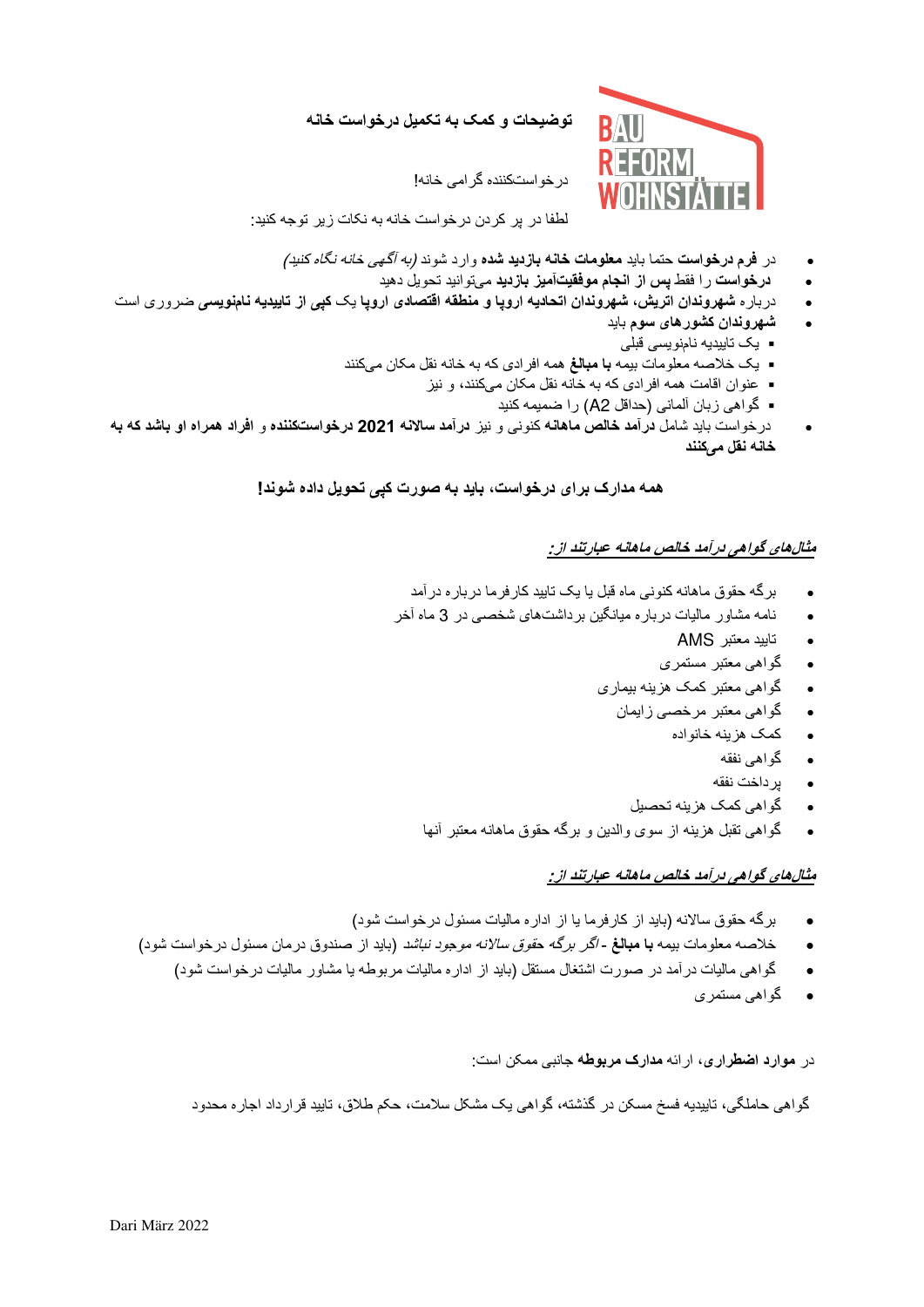## توضیحات و کمک به تکمیل درخواست خانه

درخواست‌کننده گرامی خانه!

لطفا در پر کردن درخواست خانه به نکات زیر توجه کنید:

- در **فرم درخواست** حتما باید **معلومات خانه بازدید شده** وارد شوند *(به آگهی خانه نگاه کنید)*
- **درخواست** را فقط **پس از انجام موفقیت‌آمیز بازدید** می‌توانید تحویل دهید
- درباره **شهروندان اتریش، شهروندان اتحادیه اروپا و منطقه اقتصادی اروپا** یک **کپی از تاییدیه نام‌نویسی** ضروری است
- **شهروندان کشورهای سوم** باید
  - یک تاییدیه نام‌نویسی قبلی
  - یک خلاصه معلومات بیمه **با مبالغ** همه افرادی که به خانه نقل مکان می‌کنند
  - عنوان اقامت همه افرادی که به خانه نقل مکان می‌کنند، و نیز
  - گواهی زبان آلمانی (حداقل A2) را ضمیمه کنید
- درخواست باید شامل **درآمد خالص ماهانه** کنونی و نیز **درآمد سالانه 2021 درخواست‌کننده** و **افراد همراه او باشد که به خانه نقل می‌کنند**

**همه مدارک برای درخواست، باید به صورت کپی تحویل داده شوند!**

***مثال‌های گواهی درآمد خالص ماهانه عبارتند از:***

- برگه حقوق ماهانه کنونی ماه قبل یا یک تایید کارفرما درباره درآمد
- نامه مشاور مالیات درباره میانگین برداشت‌های شخصی در 3 ماه آخر
- تایید معتبر AMS
- گواهی معتبر مستمری
- گواهی معتبر کمک هزینه بیماری
- گواهی معتبر مرخصی زایمان
- کمک هزینه خانواده
- گواهی نفقه
- پرداخت نفقه
- گواهی کمک هزینه تحصیل
- گواهی تقبل هزینه از سوی والدین و برگه حقوق ماهانه معتبر آنها

***مثال‌های گواهی درآمد خالص ماهانه عبارتند از:***

- برگه حقوق سالانه (باید از کارفرما یا از اداره مالیات مسئول درخواست شود)
- خلاصه معلومات بیمه **با مبالغ** - *اگر برگه حقوق سالانه موجود نباشد* (باید از صندوق درمان مسئول درخواست شود)
- گواهی مالیات درآمد در صورت اشتغال مستقل (باید از اداره مالیات مربوطه یا مشاور مالیات درخواست شود)
- گواهی مستمری

در **موارد اضطراری**، ارائه **مدارک مربوطه** جانبی ممکن است:

گواهی حاملگی، تاییدیه فسخ مسکن در گذشته، گواهی یک مشکل سلامت، حکم طلاق، تایید قرارداد اجاره محدود

Dari März 2022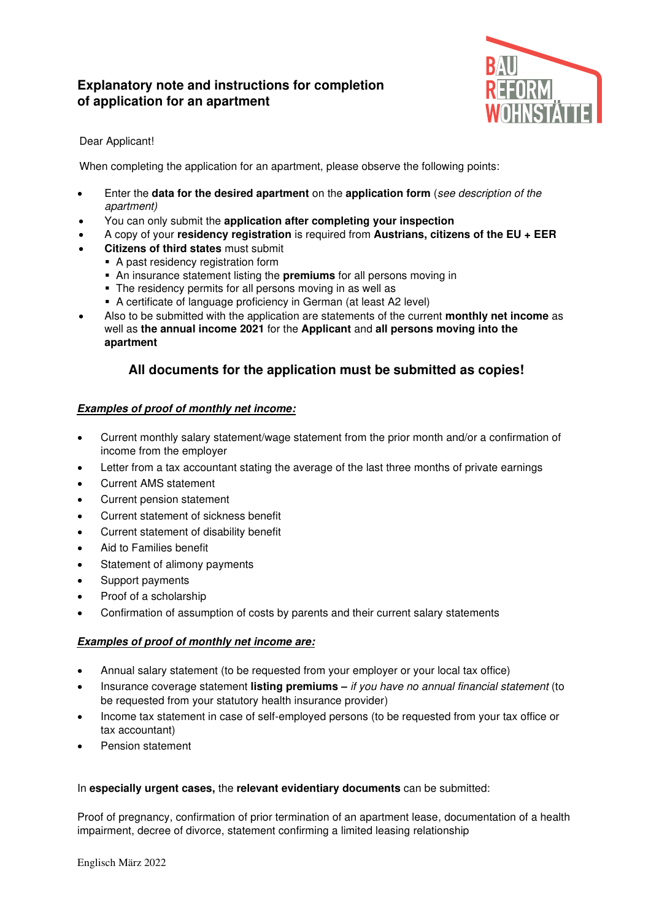## Explanatory note and instructions for completion of application for an apartment

Dear Applicant!

When completing the application for an apartment, please observe the following points:

- Enter the **data for the desired apartment** on the **application form** (*see description of the apartment)*
- You can only submit the **application after completing your inspection**
- A copy of your **residency registration** is required from **Austrians, citizens of the EU + EER**
- **Citizens of third states** must submit
  - A past residency registration form
  - An insurance statement listing the **premiums** for all persons moving in
  - The residency permits for all persons moving in as well as
  - A certificate of language proficiency in German (at least A2 level)
- Also to be submitted with the application are statements of the current **monthly net income** as well as **the annual income 2021** for the **Applicant** and **all persons moving into the apartment**

### All documents for the application must be submitted as copies!

***Examples of proof of monthly net income:***

- Current monthly salary statement/wage statement from the prior month and/or a confirmation of income from the employer
- Letter from a tax accountant stating the average of the last three months of private earnings
- Current AMS statement
- Current pension statement
- Current statement of sickness benefit
- Current statement of disability benefit
- Aid to Families benefit
- Statement of alimony payments
- Support payments
- Proof of a scholarship
- Confirmation of assumption of costs by parents and their current salary statements

***Examples of proof of monthly net income are:***

- Annual salary statement (to be requested from your employer or your local tax office)
- Insurance coverage statement **listing premiums –** *if you have no annual financial statement* (to be requested from your statutory health insurance provider)
- Income tax statement in case of self-employed persons (to be requested from your tax office or tax accountant)
- Pension statement

In **especially urgent cases,** the **relevant evidentiary documents** can be submitted:

Proof of pregnancy, confirmation of prior termination of an apartment lease, documentation of a health impairment, decree of divorce, statement confirming a limited leasing relationship

Englisch März 2022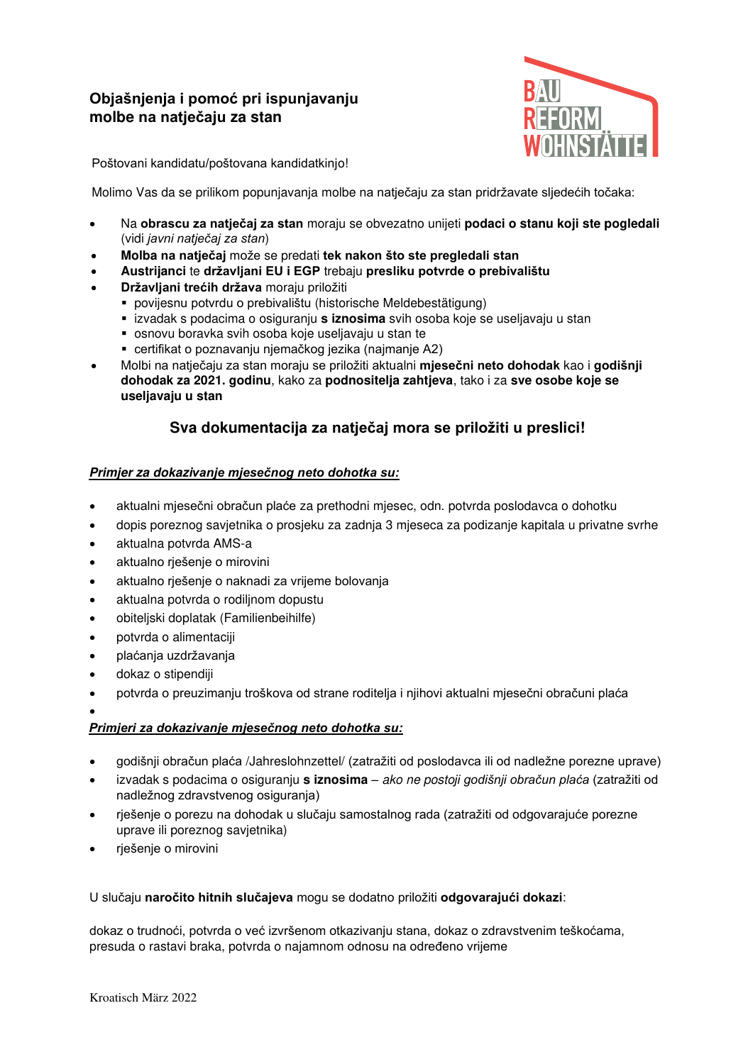## Objašnjenja i pomoć pri ispunjavanju molbe na natječaju za stan

BAU REFORM WOHNSTÄTTE

Poštovani kandidatu/poštovana kandidatkinjo!

Molimo Vas da se prilikom popunjavanja molbe na natječaju za stan pridržavate sljedećih točaka:

- Na **obrascu za natječaj za stan** moraju se obvezatno unijeti **podaci o stanu koji ste pogledali** (vidi *javni natječaj za stan*)
- **Molba na natječaj** može se predati **tek nakon što ste pregledali stan**
- **Austrijanci** te **državljani EU i EGP** trebaju **presliku potvrde o prebivalištu**
- **Državljani trećih država** moraju priložiti
  - povijesnu potvrdu o prebivalištu (historische Meldebestätigung)
  - izvadak s podacima o osiguranju **s iznosima** svih osoba koje se useljavaju u stan
  - osnovu boravka svih osoba koje useljavaju u stan te
  - certifikat o poznavanju njemačkog jezika (najmanje A2)
- Molbi na natječaju za stan moraju se priložiti aktualni **mjesečni neto dohodak** kao i **godišnji dohodak za 2021. godinu**, kako za **podnositelja zahtjeva**, tako i za **sve osobe koje se useljavaju u stan**

### Sva dokumentacija za natječaj mora se priložiti u preslici!

***Primjer za dokazivanje mjesečnog neto dohotka su:***

- aktualni mjesečni obračun plaće za prethodni mjesec, odn. potvrda poslodavca o dohotku
- dopis poreznog savjetnika o prosjeku za zadnja 3 mjeseca za podizanje kapitala u privatne svrhe
- aktualna potvrda AMS-a
- aktualno rješenje o mirovini
- aktualno rješenje o naknadi za vrijeme bolovanja
- aktualna potvrda o rodiljnom dopustu
- obiteljski doplatak (Familienbeihilfe)
- potvrda o alimentaciji
- plaćanja uzdržavanja
- dokaz o stipendiji
- potvrda o preuzimanju troškova od strane roditelja i njihovi aktualni mjesečni obračuni plaća

***Primjeri za dokazivanje mjesečnog neto dohotka su:***

- godišnji obračun plaća /Jahreslohnzettel/ (zatražiti od poslodavca ili od nadležne porezne uprave)
- izvadak s podacima o osiguranju **s iznosima** – *ako ne postoji godišnji obračun plaća* (zatražiti od nadležnog zdravstvenog osiguranja)
- rješenje o porezu na dohodak u slučaju samostalnog rada (zatražiti od odgovarajuće porezne uprave ili poreznog savjetnika)
- rješenje o mirovini

U slučaju **naročito hitnih slučajeva** mogu se dodatno priložiti **odgovarajući dokazi**:

dokaz o trudnoći, potvrda o već izvršenom otkazivanju stana, dokaz o zdravstvenim teškoćama, presuda o rastavi braka, potvrda o najamnom odnosu na određeno vrijeme

Kroatisch März 2022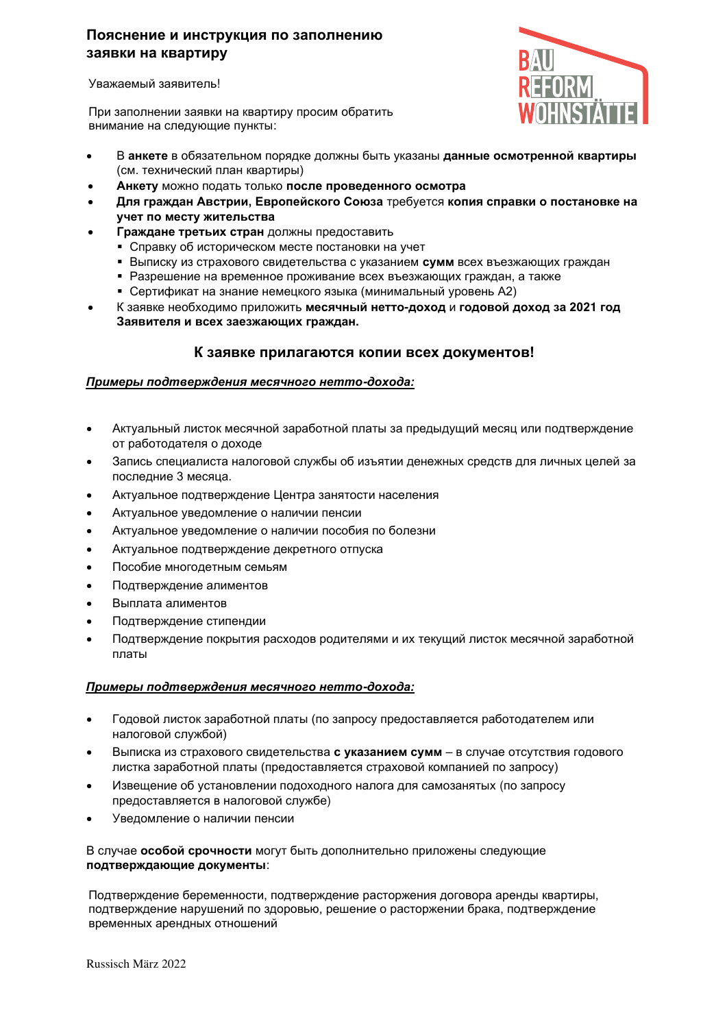## Пояснение и инструкция по заполнению заявки на квартиру

Уважаемый заявитель!

При заполнении заявки на квартиру просим обратить внимание на следующие пункты:

- В **анкете** в обязательном порядке должны быть указаны **данные осмотренной квартиры** (см. технический план квартиры)
- **Анкету** можно подать только **после проведенного осмотра**
- **Для граждан Австрии, Европейского Союза** требуется **копия справки о постановке на учет по месту жительства**
- **Граждане третьих стран** должны предоставить
  - Справку об историческом месте постановки на учет
  - Выписку из страхового свидетельства с указанием **сумм** всех въезжающих граждан
  - Разрешение на временное проживание всех въезжающих граждан, а также
  - Сертификат на знание немецкого языка (минимальный уровень A2)
- К заявке необходимо приложить **месячный нетто-доход** и **годовой доход за 2021 год Заявителя и всех заезжающих граждан.**

### К заявке прилагаются копии всех документов!

***Примеры подтверждения месячного нетто-дохода:***

- Актуальный листок месячной заработной платы за предыдущий месяц или подтверждение от работодателя о доходе
- Запись специалиста налоговой службы об изъятии денежных средств для личных целей за последние 3 месяца.
- Актуальное подтверждение Центра занятости населения
- Актуальное уведомление о наличии пенсии
- Актуальное уведомление о наличии пособия по болезни
- Актуальное подтверждение декретного отпуска
- Пособие многодетным семьям
- Подтверждение алиментов
- Выплата алиментов
- Подтверждение стипендии
- Подтверждение покрытия расходов родителями и их текущий листок месячной заработной платы

***Примеры подтверждения месячного нетто-дохода:***

- Годовой листок заработной платы (по запросу предоставляется работодателем или налоговой службой)
- Выписка из страхового свидетельства **с указанием сумм** – в случае отсутствия годового листка заработной платы (предоставляется страховой компанией по запросу)
- Извещение об установлении подоходного налога для самозанятых (по запросу предоставляется в налоговой службе)
- Уведомление о наличии пенсии

В случае **особой срочности** могут быть дополнительно приложены следующие **подтверждающие документы**:

Подтверждение беременности, подтверждение расторжения договора аренды квартиры, подтверждение нарушений по здоровью, решение о расторжении брака, подтверждение временных арендных отношений

Russisch März 2022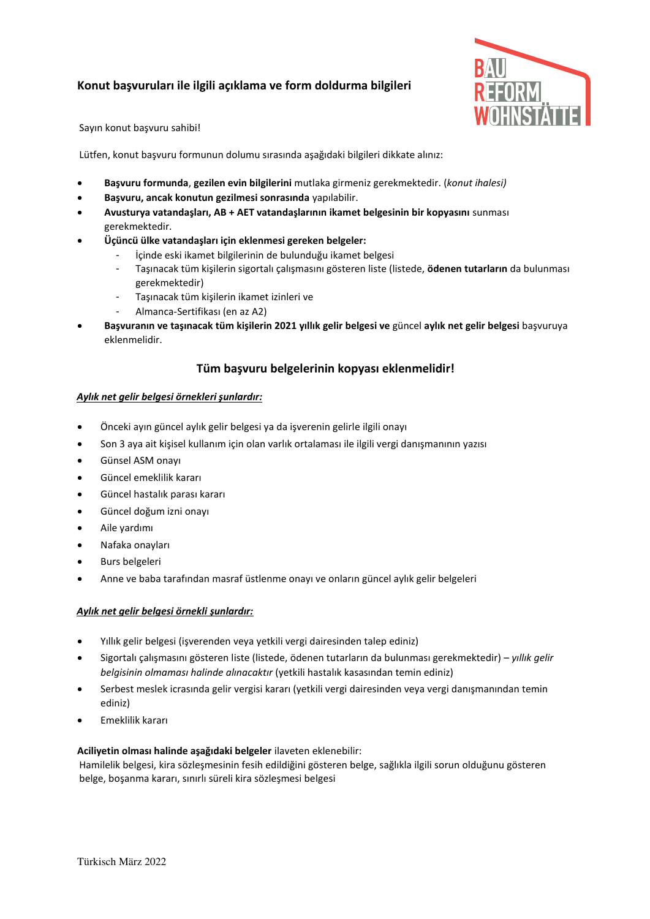## Konut başvuruları ile ilgili açıklama ve form doldurma bilgileri

BAU REFORM WOHNSTÄTTE

Sayın konut başvuru sahibi!

Lütfen, konut başvuru formunun dolumu sırasında aşağıdaki bilgileri dikkate alınız:

- **Başvuru formunda**, **gezilen evin bilgilerini** mutlaka girmeniz gerekmektedir. (*konut ihalesi)*
- **Başvuru, ancak konutun gezilmesi sonrasında** yapılabilir.
- **Avusturya vatandaşları, AB + AET vatandaşlarının ikamet belgesinin bir kopyasını** sunması gerekmektedir.
- **Üçüncü ülke vatandaşları için eklenmesi gereken belgeler:**
  - İçinde eski ikamet bilgilerinin de bulunduğu ikamet belgesi
  - Taşınacak tüm kişilerin sigortalı çalışmasını gösteren liste (listede, **ödenen tutarların** da bulunması gerekmektedir)
  - Taşınacak tüm kişilerin ikamet izinleri ve
  - Almanca-Sertifikası (en az A2)
- **Başvuranın ve taşınacak tüm kişilerin 2021 yıllık gelir belgesi ve** güncel **aylık net gelir belgesi** başvuruya eklenmelidir.

### Tüm başvuru belgelerinin kopyası eklenmelidir!

***Aylık net gelir belgesi örnekleri şunlardır:***

- Önceki ayın güncel aylık gelir belgesi ya da işverenin gelirle ilgili onayı
- Son 3 aya ait kişisel kullanım için olan varlık ortalaması ile ilgili vergi danışmanının yazısı
- Günsel ASM onayı
- Güncel emeklilik kararı
- Güncel hastalık parası kararı
- Güncel doğum izni onayı
- Aile yardımı
- Nafaka onayları
- Burs belgeleri
- Anne ve baba tarafından masraf üstlenme onayı ve onların güncel aylık gelir belgeleri

***Aylık net gelir belgesi örnekli şunlardır:***

- Yıllık gelir belgesi (işverenden veya yetkili vergi dairesinden talep ediniz)
- Sigortalı çalışmasını gösteren liste (listede, ödenen tutarların da bulunması gerekmektedir) – *yıllık gelir belgisinin olmaması halinde alınacaktır* (yetkili hastalık kasasından temin ediniz)
- Serbest meslek icrasında gelir vergisi kararı (yetkili vergi dairesinden veya vergi danışmanından temin ediniz)
- Emeklilik kararı

**Aciliyetin olması halinde aşağıdaki belgeler** ilaveten eklenebilir:
Hamilelik belgesi, kira sözleşmesinin fesih edildiğini gösteren belge, sağlıkla ilgili sorun olduğunu gösteren belge, boşanma kararı, sınırlı süreli kira sözleşmesi belgesi

Türkisch März 2022